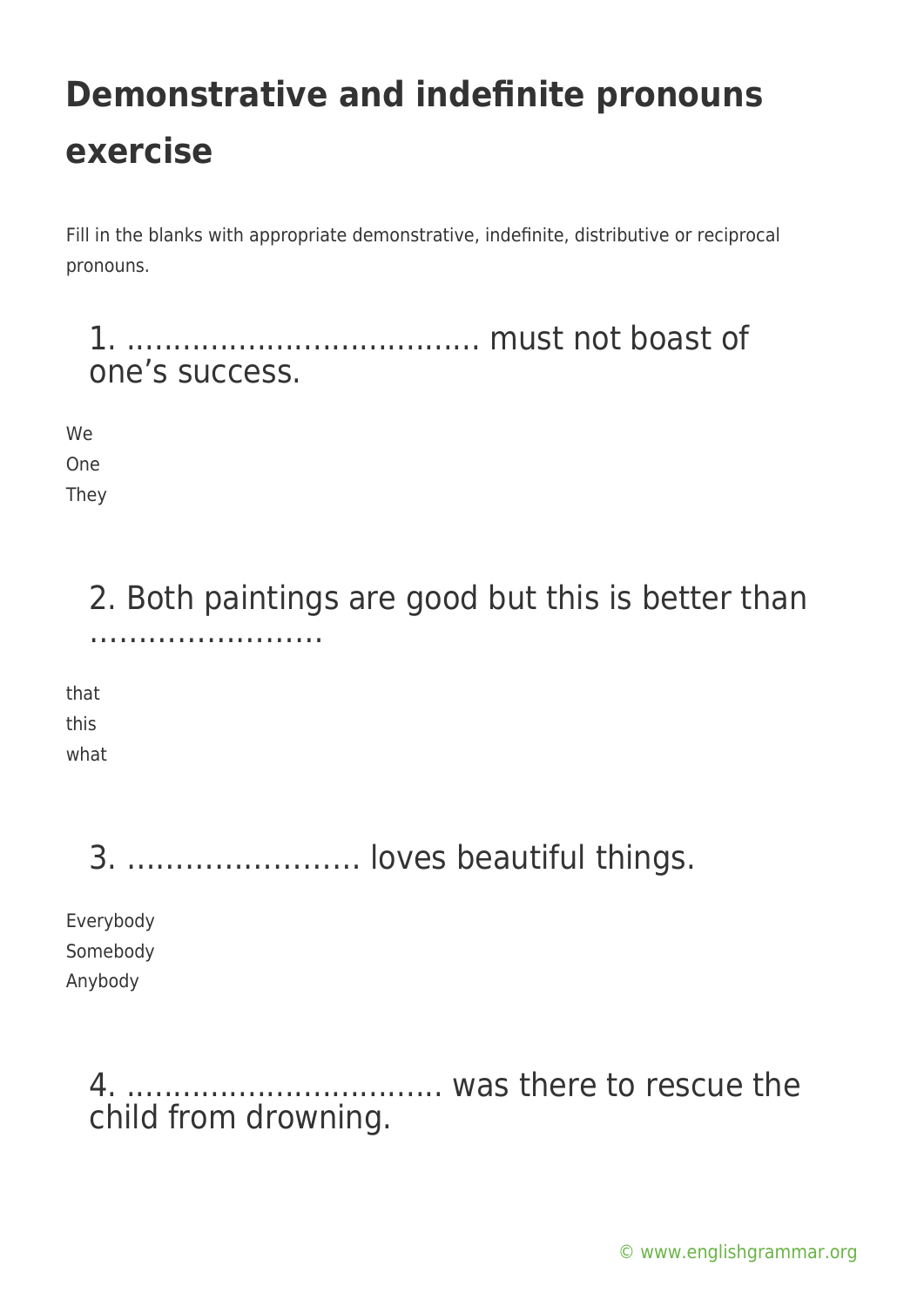# Demonstrative and indefinite pronouns exercise

Fill in the blanks with appropriate demonstrative, indefinite, distributive or reciprocal pronouns.

## 1. ..................................... must not boast of one's success.

We
One
They

## 2. Both paintings are good but this is better than ........................

that
this
what

## 3. ........................ loves beautiful things.

Everybody
Somebody
Anybody

## 4. ................................. was there to rescue the child from drowning.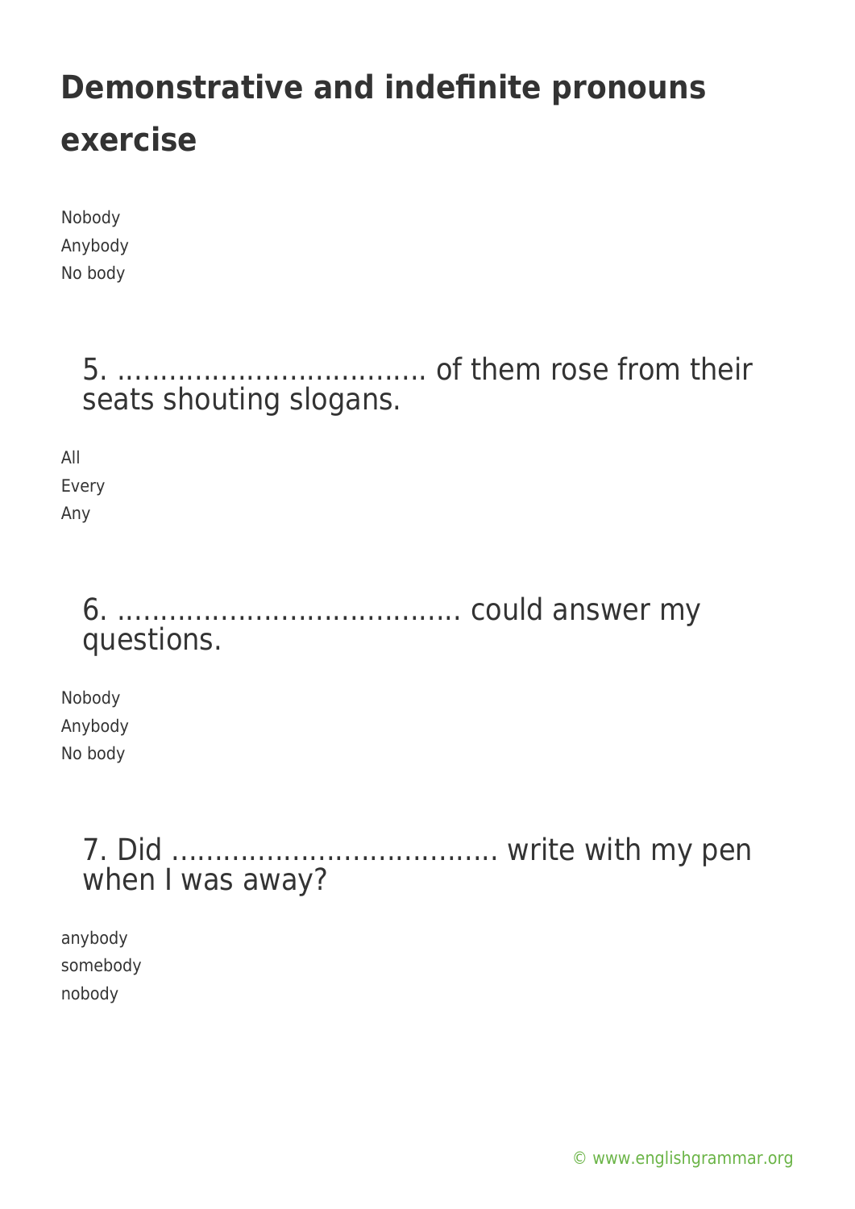# Demonstrative and indefinite pronouns exercise

Nobody
Anybody
No body

5. ................................... of them rose from their seats shouting slogans.

All
Every
Any

6. ...................................... could answer my questions.

Nobody
Anybody
No body

7. Did ..................................... write with my pen when I was away?

anybody
somebody
nobody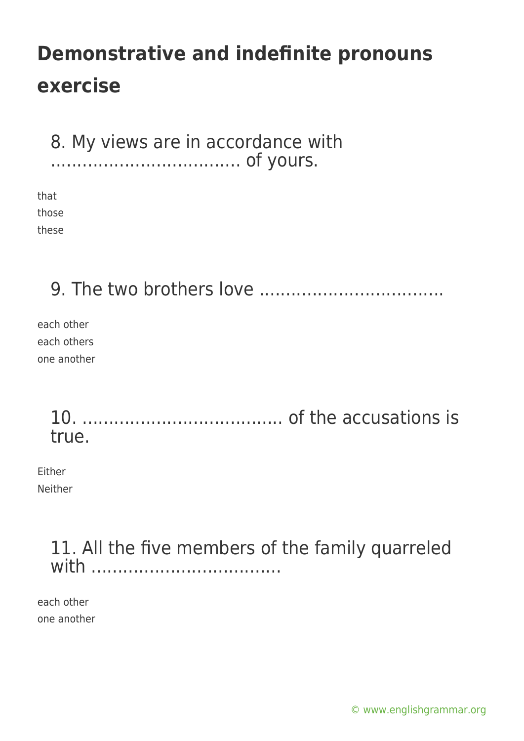# Demonstrative and indefinite pronouns exercise

## 8. My views are in accordance with ................................... of yours.

that
those
these

## 9. The two brothers love ..................................

each other
each others
one another

## 10. ..................................... of the accusations is true.

Either
Neither

## 11. All the five members of the family quarreled with ...................................

each other
one another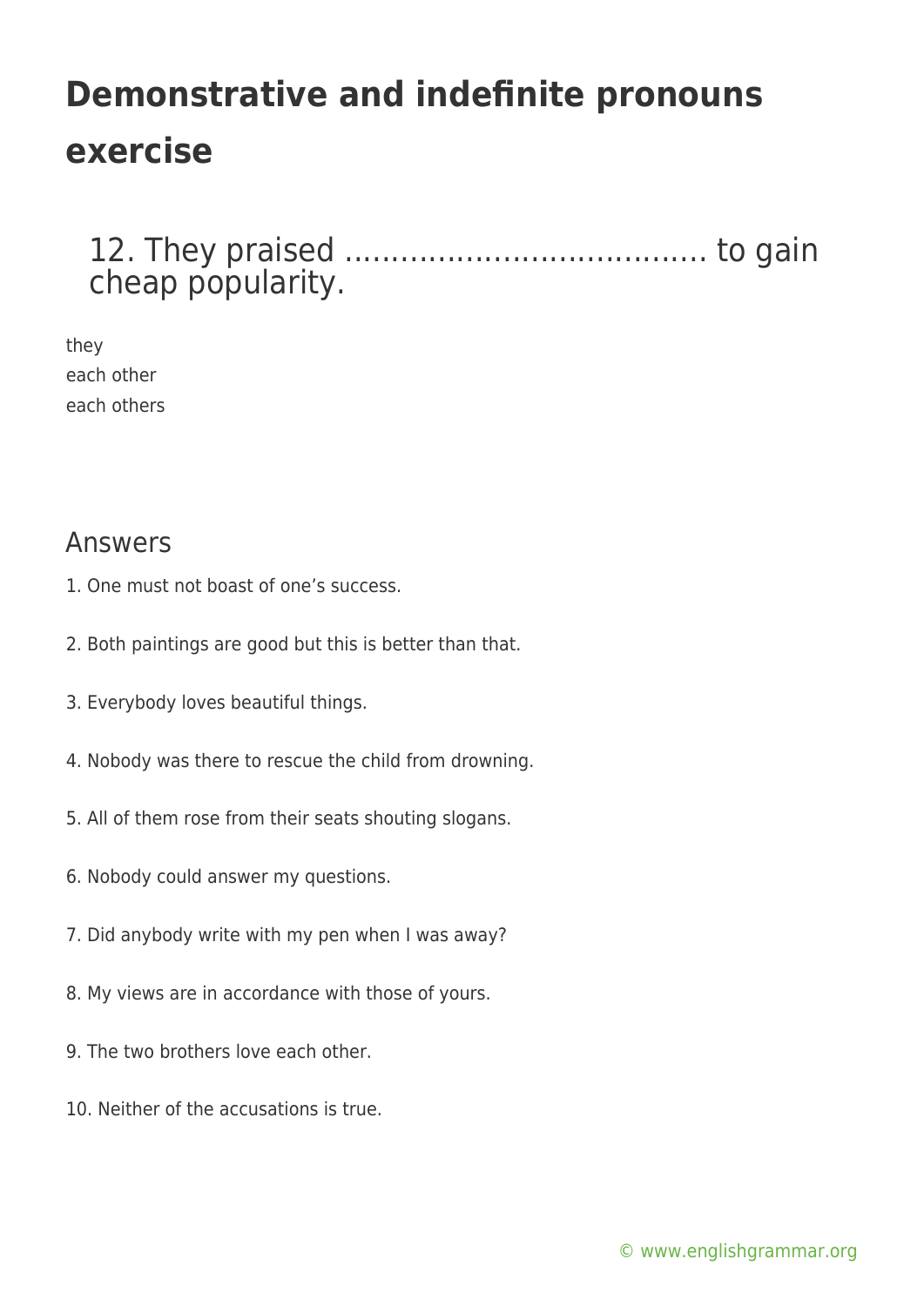# Demonstrative and indefinite pronouns exercise

## 12. They praised ……………………………….. to gain cheap popularity.

they
each other
each others

## Answers

1. One must not boast of one's success.

2. Both paintings are good but this is better than that.

3. Everybody loves beautiful things.

4. Nobody was there to rescue the child from drowning.

5. All of them rose from their seats shouting slogans.

6. Nobody could answer my questions.

7. Did anybody write with my pen when I was away?

8. My views are in accordance with those of yours.

9. The two brothers love each other.

10. Neither of the accusations is true.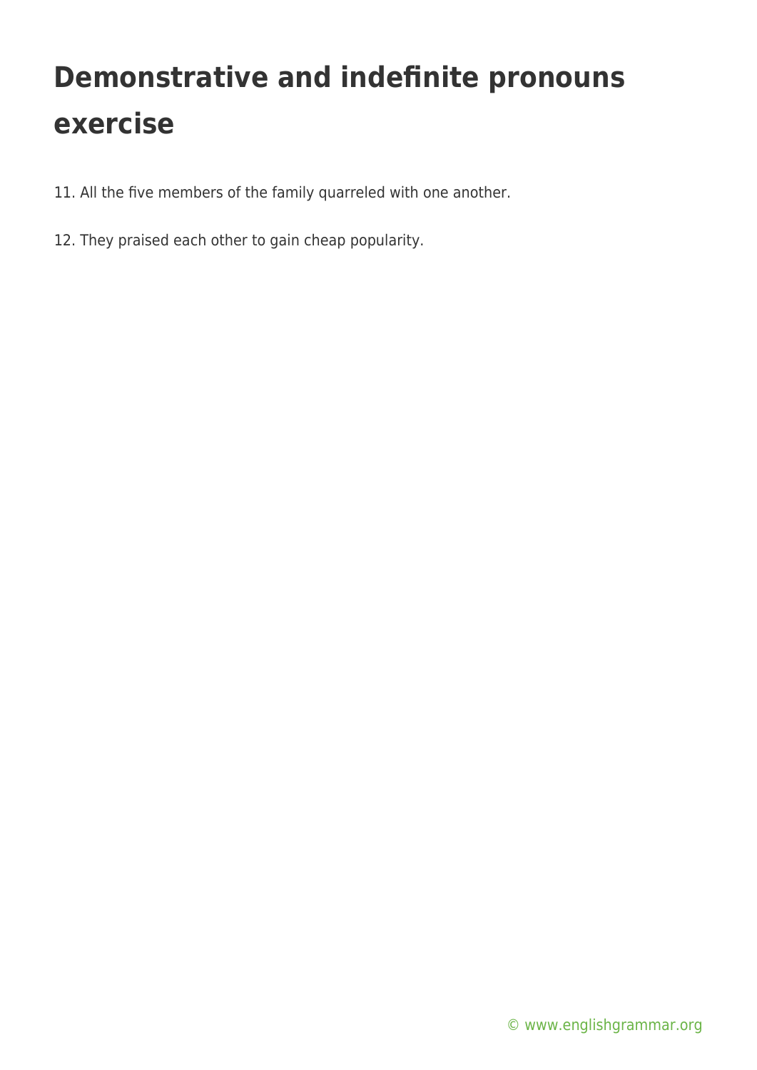# Demonstrative and indefinite pronouns exercise

11. All the five members of the family quarreled with one another.

12. They praised each other to gain cheap popularity.